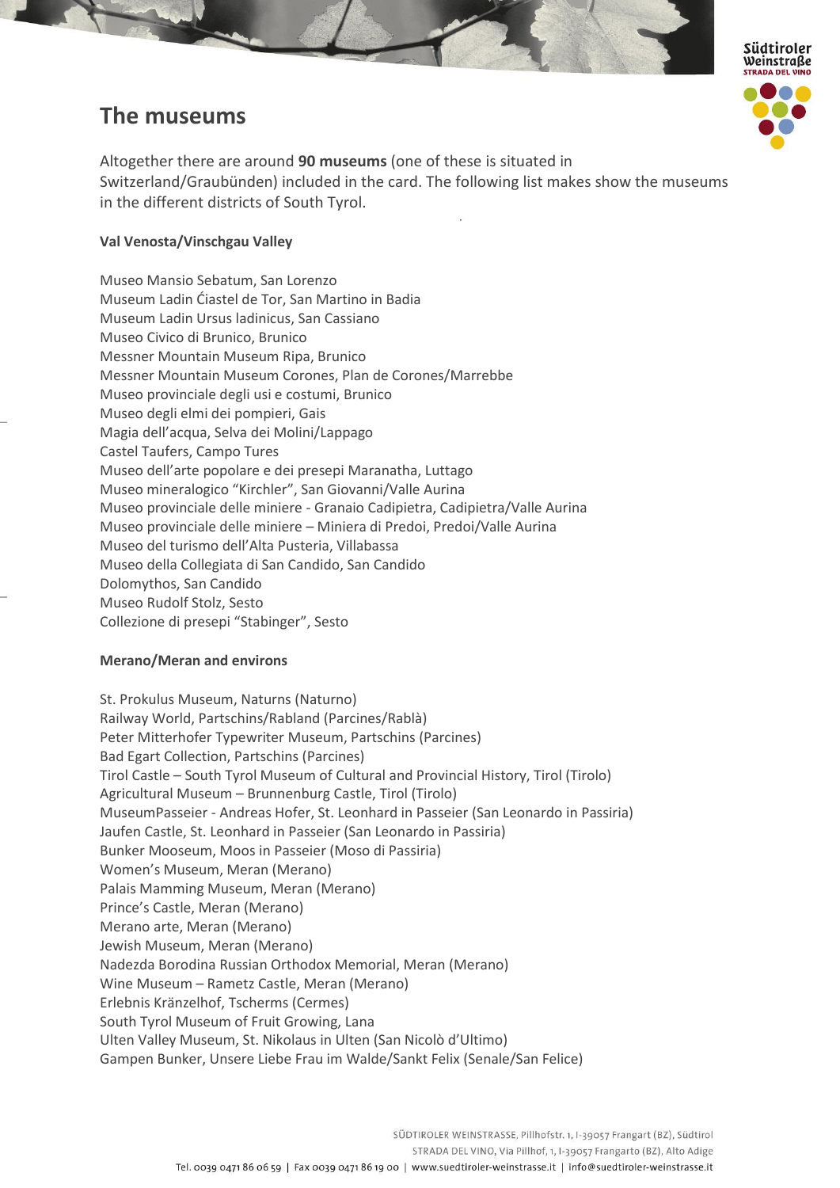# The museums

Altogether there are around **90 museums** (one of these is situated in Switzerland/Graubünden) included in the card. The following list makes show the museums in the different districts of South Tyrol.

**Val Venosta/Vinschgau Valley**

Museo Mansio Sebatum, San Lorenzo
Museum Ladin Ćiastel de Tor, San Martino in Badia
Museum Ladin Ursus ladinicus, San Cassiano
Museo Civico di Brunico, Brunico
Messner Mountain Museum Ripa, Brunico
Messner Mountain Museum Corones, Plan de Corones/Marrebbe
Museo provinciale degli usi e costumi, Brunico
Museo degli elmi dei pompieri, Gais
Magia dell'acqua, Selva dei Molini/Lappago
Castel Taufers, Campo Tures
Museo dell'arte popolare e dei presepi Maranatha, Luttago
Museo mineralogico "Kirchler", San Giovanni/Valle Aurina
Museo provinciale delle miniere - Granaio Cadipietra, Cadipietra/Valle Aurina
Museo provinciale delle miniere – Miniera di Predoi, Predoi/Valle Aurina
Museo del turismo dell'Alta Pusteria, Villabassa
Museo della Collegiata di San Candido, San Candido
Dolomythos, San Candido
Museo Rudolf Stolz, Sesto
Collezione di presepi "Stabinger", Sesto

**Merano/Meran and environs**

St. Prokulus Museum, Naturns (Naturno)
Railway World, Partschins/Rabland (Parcines/Rablà)
Peter Mitterhofer Typewriter Museum, Partschins (Parcines)
Bad Egart Collection, Partschins (Parcines)
Tirol Castle – South Tyrol Museum of Cultural and Provincial History, Tirol (Tirolo)
Agricultural Museum – Brunnenburg Castle, Tirol (Tirolo)
MuseumPasseier - Andreas Hofer, St. Leonhard in Passeier (San Leonardo in Passiria)
Jaufen Castle, St. Leonhard in Passeier (San Leonardo in Passiria)
Bunker Mooseum, Moos in Passeier (Moso di Passiria)
Women's Museum, Meran (Merano)
Palais Mamming Museum, Meran (Merano)
Prince's Castle, Meran (Merano)
Merano arte, Meran (Merano)
Jewish Museum, Meran (Merano)
Nadezda Borodina Russian Orthodox Memorial, Meran (Merano)
Wine Museum – Rametz Castle, Meran (Merano)
Erlebnis Kränzelhof, Tscherms (Cermes)
South Tyrol Museum of Fruit Growing, Lana
Ulten Valley Museum, St. Nikolaus in Ulten (San Nicolò d'Ultimo)
Gampen Bunker, Unsere Liebe Frau im Walde/Sankt Felix (Senale/San Felice)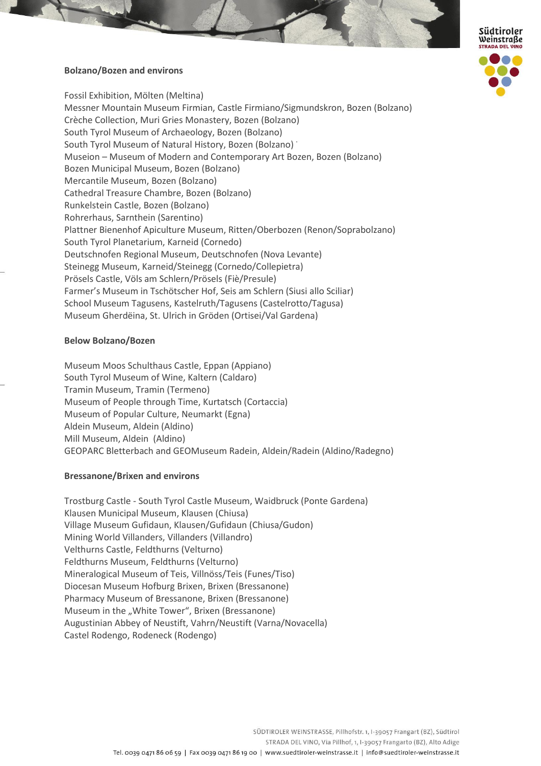**Bolzano/Bozen and environs**

Fossil Exhibition, Mölten (Meltina)
Messner Mountain Museum Firmian, Castle Firmiano/Sigmundskron, Bozen (Bolzano)
Crèche Collection, Muri Gries Monastery, Bozen (Bolzano)
South Tyrol Museum of Archaeology, Bozen (Bolzano)
South Tyrol Museum of Natural History, Bozen (Bolzano)
Museion – Museum of Modern and Contemporary Art Bozen, Bozen (Bolzano)
Bozen Municipal Museum, Bozen (Bolzano)
Mercantile Museum, Bozen (Bolzano)
Cathedral Treasure Chambre, Bozen (Bolzano)
Runkelstein Castle, Bozen (Bolzano)
Rohrerhaus, Sarnthein (Sarentino)
Plattner Bienenhof Apiculture Museum, Ritten/Oberbozen (Renon/Soprabolzano)
South Tyrol Planetarium, Karneid (Cornedo)
Deutschnofen Regional Museum, Deutschnofen (Nova Levante)
Steinegg Museum, Karneid/Steinegg (Cornedo/Collepietra)
Prösels Castle, Völs am Schlern/Prösels (Fiè/Presule)
Farmer's Museum in Tschötscher Hof, Seis am Schlern (Siusi allo Sciliar)
School Museum Tagusens, Kastelruth/Tagusens (Castelrotto/Tagusa)
Museum Gherdëina, St. Ulrich in Gröden (Ortisei/Val Gardena)

**Below Bolzano/Bozen**

Museum Moos Schulthaus Castle, Eppan (Appiano)
South Tyrol Museum of Wine, Kaltern (Caldaro)
Tramin Museum, Tramin (Termeno)
Museum of People through Time, Kurtatsch (Cortaccia)
Museum of Popular Culture, Neumarkt (Egna)
Aldein Museum, Aldein (Aldino)
Mill Museum, Aldein (Aldino)
GEOPARC Bletterbach and GEOMuseum Radein, Aldein/Radein (Aldino/Radegno)

**Bressanone/Brixen and environs**

Trostburg Castle - South Tyrol Castle Museum, Waidbruck (Ponte Gardena)
Klausen Municipal Museum, Klausen (Chiusa)
Village Museum Gufidaun, Klausen/Gufidaun (Chiusa/Gudon)
Mining World Villanders, Villanders (Villandro)
Velthurns Castle, Feldthurns (Velturno)
Feldthurns Museum, Feldthurns (Velturno)
Mineralogical Museum of Teis, Villnöss/Teis (Funes/Tiso)
Diocesan Museum Hofburg Brixen, Brixen (Bressanone)
Pharmacy Museum of Bressanone, Brixen (Bressanone)
Museum in the „White Tower", Brixen (Bressanone)
Augustinian Abbey of Neustift, Vahrn/Neustift (Varna/Novacella)
Castel Rodengo, Rodeneck (Rodengo)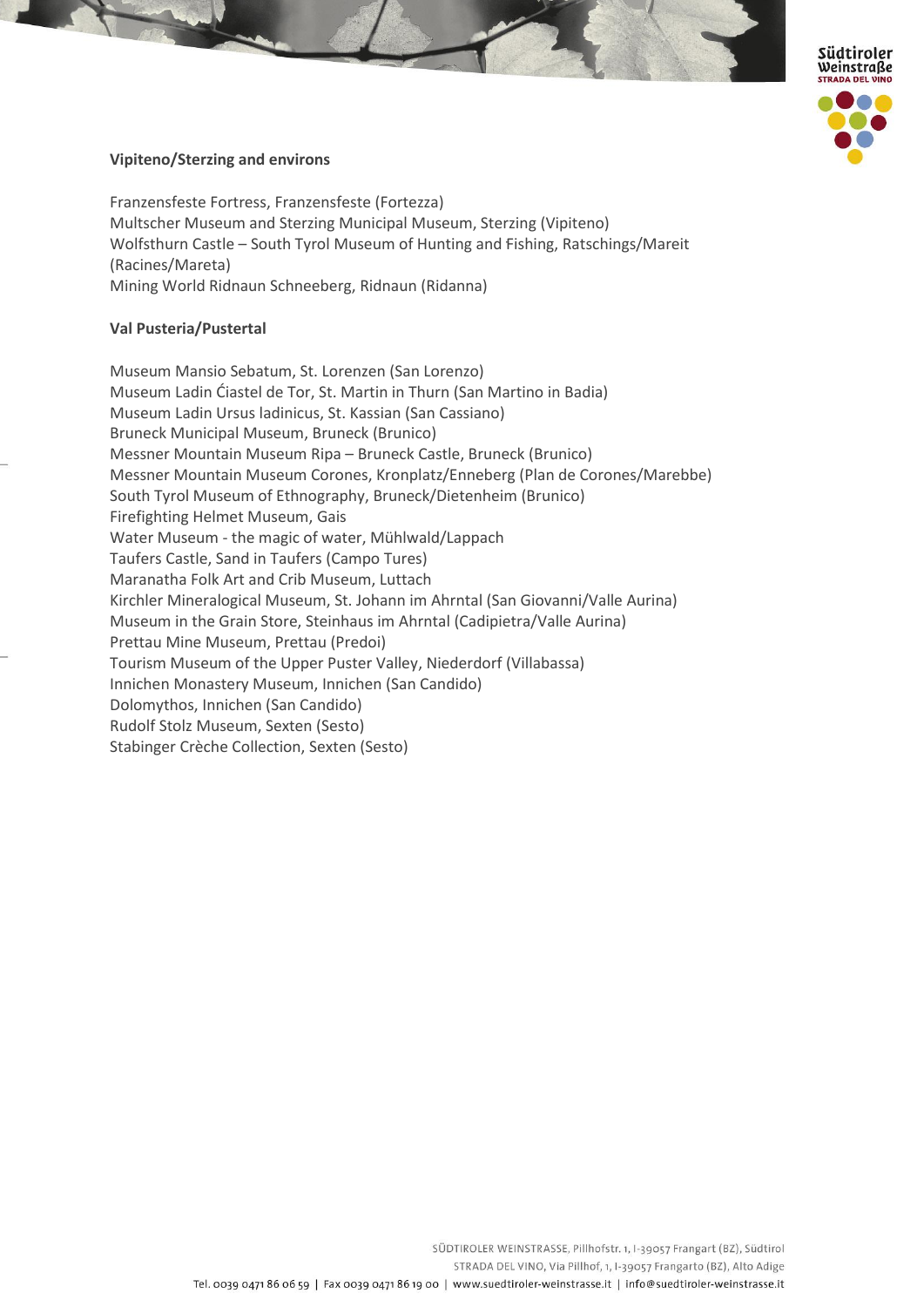**Vipiteno/Sterzing and environs**

Franzensfeste Fortress, Franzensfeste (Fortezza)
Multscher Museum and Sterzing Municipal Museum, Sterzing (Vipiteno)
Wolfsthurn Castle – South Tyrol Museum of Hunting and Fishing, Ratschings/Mareit (Racines/Mareta)
Mining World Ridnaun Schneeberg, Ridnaun (Ridanna)

**Val Pusteria/Pustertal**

Museum Mansio Sebatum, St. Lorenzen (San Lorenzo)
Museum Ladin Ćiastel de Tor, St. Martin in Thurn (San Martino in Badia)
Museum Ladin Ursus ladinicus, St. Kassian (San Cassiano)
Bruneck Municipal Museum, Bruneck (Brunico)
Messner Mountain Museum Ripa – Bruneck Castle, Bruneck (Brunico)
Messner Mountain Museum Corones, Kronplatz/Enneberg (Plan de Corones/Marebbe)
South Tyrol Museum of Ethnography, Bruneck/Dietenheim (Brunico)
Firefighting Helmet Museum, Gais
Water Museum - the magic of water, Mühlwald/Lappach
Taufers Castle, Sand in Taufers (Campo Tures)
Maranatha Folk Art and Crib Museum, Luttach
Kirchler Mineralogical Museum, St. Johann im Ahrntal (San Giovanni/Valle Aurina)
Museum in the Grain Store, Steinhaus im Ahrntal (Cadipietra/Valle Aurina)
Prettau Mine Museum, Prettau (Predoi)
Tourism Museum of the Upper Puster Valley, Niederdorf (Villabassa)
Innichen Monastery Museum, Innichen (San Candido)
Dolomythos, Innichen (San Candido)
Rudolf Stolz Museum, Sexten (Sesto)
Stabinger Crèche Collection, Sexten (Sesto)